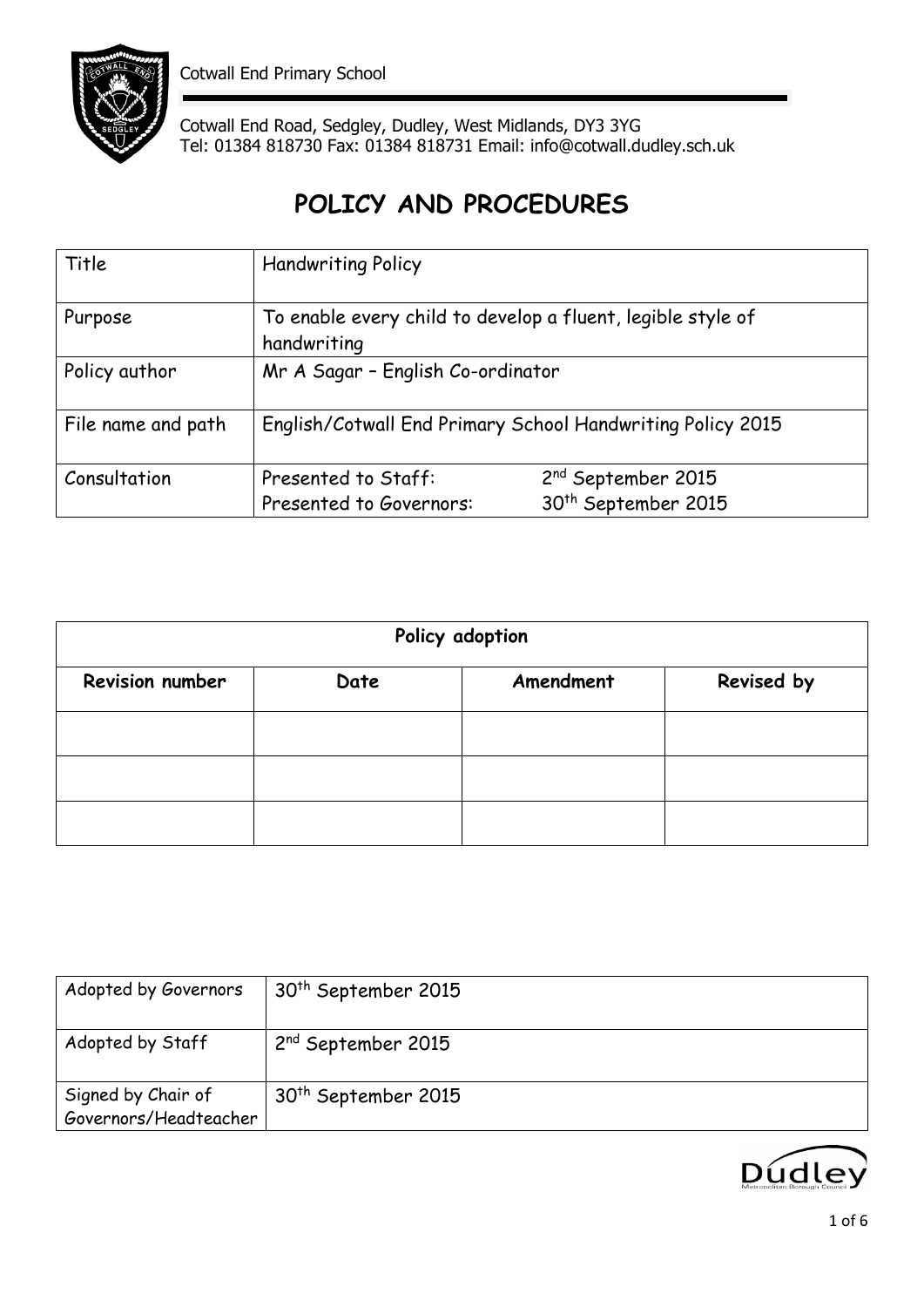Cotwall End Primary School

Cotwall End Road, Sedgley, Dudley, West Midlands, DY3 3YG
Tel: 01384 818730 Fax: 01384 818731 Email: info@cotwall.dudley.sch.uk

# POLICY AND PROCEDURES

| Title | Handwriting Policy | |
|---|---|---|
| Purpose | To enable every child to develop a fluent, legible style of handwriting | |
| Policy author | Mr A Sagar – English Co-ordinator | |
| File name and path | English/Cotwall End Primary School Handwriting Policy 2015 | |
| Consultation | Presented to Staff:<br>Presented to Governors: | 2nd September 2015<br>30th September 2015 |

| Policy adoption | | | |
|---|---|---|---|
| **Revision number** | **Date** | **Amendment** | **Revised by** |
| | | | |
| | | | |
| | | | |

| Adopted by Governors | 30th September 2015 |
|---|---|
| Adopted by Staff | 2nd September 2015 |
| Signed by Chair of Governors/Headteacher | 30th September 2015 |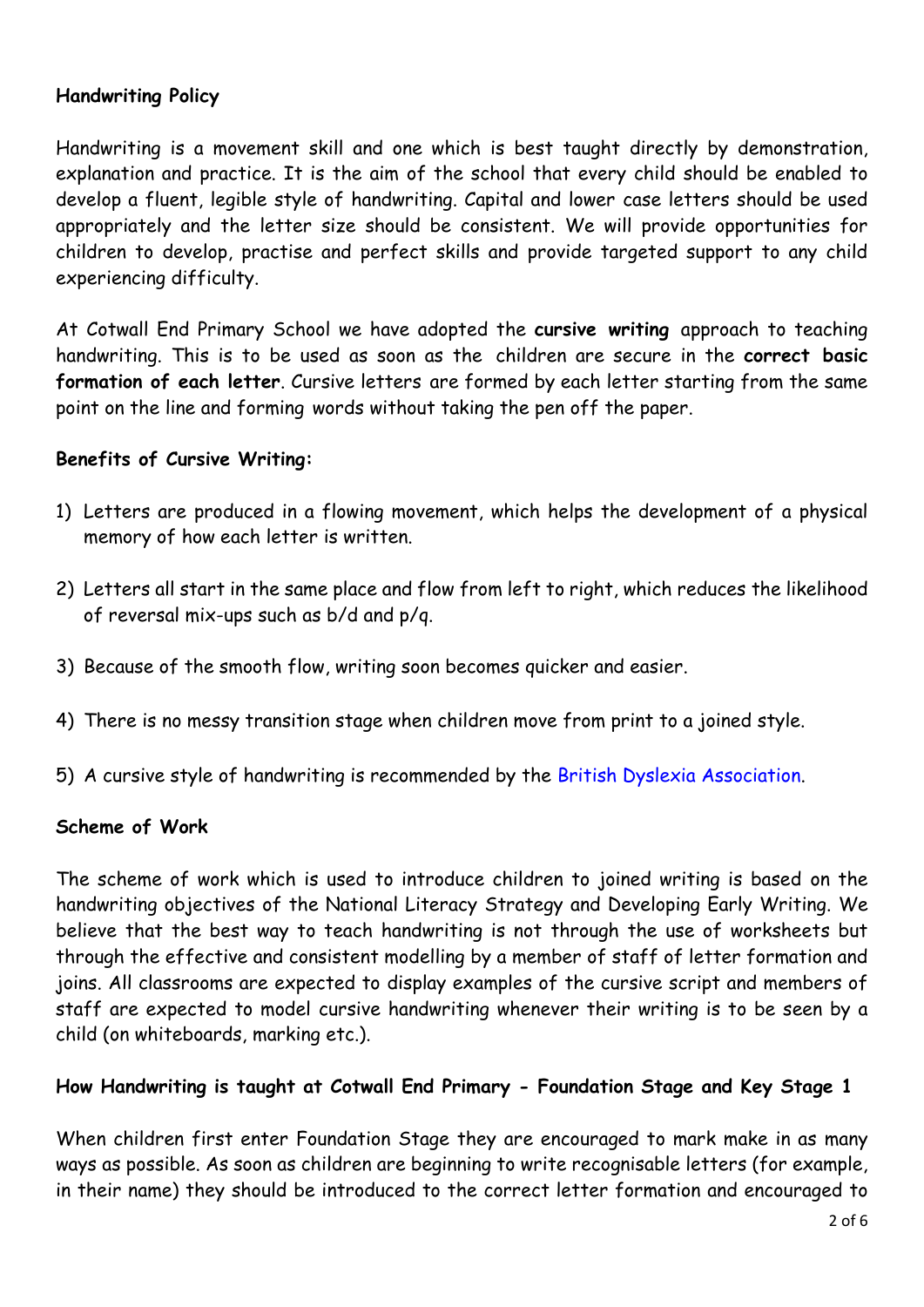## Handwriting Policy

Handwriting is a movement skill and one which is best taught directly by demonstration, explanation and practice. It is the aim of the school that every child should be enabled to develop a fluent, legible style of handwriting. Capital and lower case letters should be used appropriately and the letter size should be consistent. We will provide opportunities for children to develop, practise and perfect skills and provide targeted support to any child experiencing difficulty.

At Cotwall End Primary School we have adopted the **cursive writing** approach to teaching handwriting. This is to be used as soon as the children are secure in the **correct basic formation of each letter**. Cursive letters are formed by each letter starting from the same point on the line and forming words without taking the pen off the paper.

### Benefits of Cursive Writing:

1) Letters are produced in a flowing movement, which helps the development of a physical memory of how each letter is written.
2) Letters all start in the same place and flow from left to right, which reduces the likelihood of reversal mix-ups such as b/d and p/q.
3) Because of the smooth flow, writing soon becomes quicker and easier.
4) There is no messy transition stage when children move from print to a joined style.
5) A cursive style of handwriting is recommended by the British Dyslexia Association.

### Scheme of Work

The scheme of work which is used to introduce children to joined writing is based on the handwriting objectives of the National Literacy Strategy and Developing Early Writing. We believe that the best way to teach handwriting is not through the use of worksheets but through the effective and consistent modelling by a member of staff of letter formation and joins. All classrooms are expected to display examples of the cursive script and members of staff are expected to model cursive handwriting whenever their writing is to be seen by a child (on whiteboards, marking etc.).

### How Handwriting is taught at Cotwall End Primary - Foundation Stage and Key Stage 1

When children first enter Foundation Stage they are encouraged to mark make in as many ways as possible. As soon as children are beginning to write recognisable letters (for example, in their name) they should be introduced to the correct letter formation and encouraged to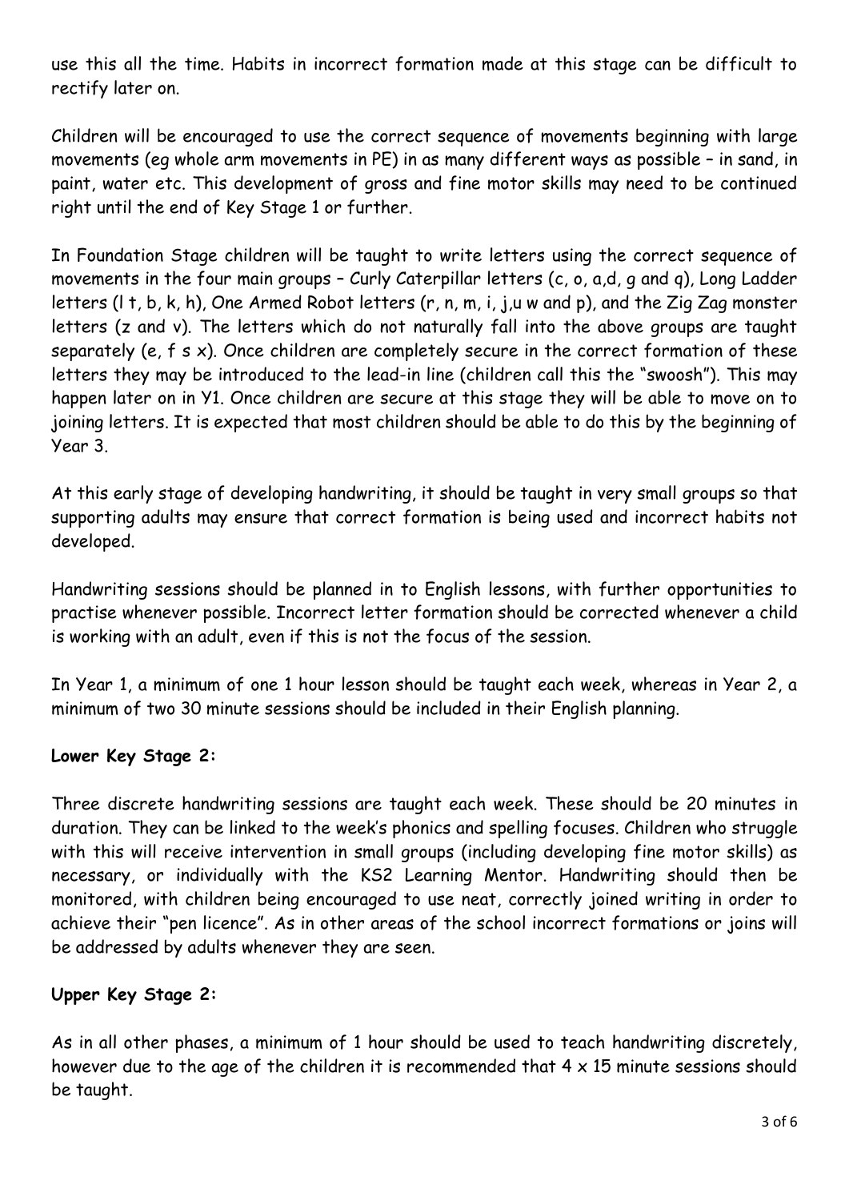use this all the time. Habits in incorrect formation made at this stage can be difficult to rectify later on.

Children will be encouraged to use the correct sequence of movements beginning with large movements (eg whole arm movements in PE) in as many different ways as possible – in sand, in paint, water etc. This development of gross and fine motor skills may need to be continued right until the end of Key Stage 1 or further.

In Foundation Stage children will be taught to write letters using the correct sequence of movements in the four main groups – Curly Caterpillar letters (c, o, a,d, g and q), Long Ladder letters (l t, b, k, h), One Armed Robot letters (r, n, m, i, j,u w and p), and the Zig Zag monster letters (z and v). The letters which do not naturally fall into the above groups are taught separately (e, f s x). Once children are completely secure in the correct formation of these letters they may be introduced to the lead-in line (children call this the "swoosh"). This may happen later on in Y1. Once children are secure at this stage they will be able to move on to joining letters. It is expected that most children should be able to do this by the beginning of Year 3.

At this early stage of developing handwriting, it should be taught in very small groups so that supporting adults may ensure that correct formation is being used and incorrect habits not developed.

Handwriting sessions should be planned in to English lessons, with further opportunities to practise whenever possible. Incorrect letter formation should be corrected whenever a child is working with an adult, even if this is not the focus of the session.

In Year 1, a minimum of one 1 hour lesson should be taught each week, whereas in Year 2, a minimum of two 30 minute sessions should be included in their English planning.

**Lower Key Stage 2:**

Three discrete handwriting sessions are taught each week. These should be 20 minutes in duration. They can be linked to the week's phonics and spelling focuses. Children who struggle with this will receive intervention in small groups (including developing fine motor skills) as necessary, or individually with the KS2 Learning Mentor. Handwriting should then be monitored, with children being encouraged to use neat, correctly joined writing in order to achieve their "pen licence". As in other areas of the school incorrect formations or joins will be addressed by adults whenever they are seen.

**Upper Key Stage 2:**

As in all other phases, a minimum of 1 hour should be used to teach handwriting discretely, however due to the age of the children it is recommended that 4 x 15 minute sessions should be taught.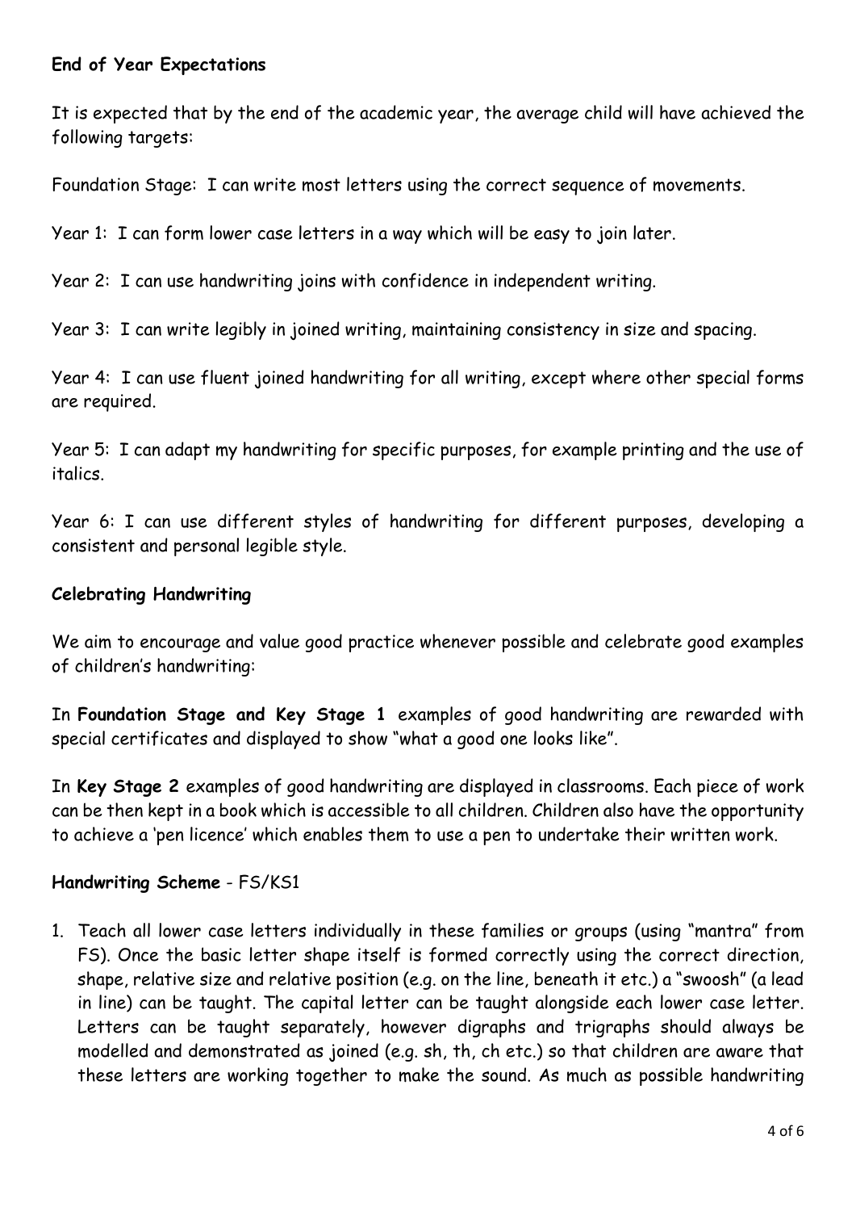**End of Year Expectations**

It is expected that by the end of the academic year, the average child will have achieved the following targets:

Foundation Stage: I can write most letters using the correct sequence of movements.

Year 1: I can form lower case letters in a way which will be easy to join later.

Year 2: I can use handwriting joins with confidence in independent writing.

Year 3: I can write legibly in joined writing, maintaining consistency in size and spacing.

Year 4: I can use fluent joined handwriting for all writing, except where other special forms are required.

Year 5: I can adapt my handwriting for specific purposes, for example printing and the use of italics.

Year 6: I can use different styles of handwriting for different purposes, developing a consistent and personal legible style.

**Celebrating Handwriting**

We aim to encourage and value good practice whenever possible and celebrate good examples of children's handwriting:

In **Foundation Stage and Key Stage 1** examples of good handwriting are rewarded with special certificates and displayed to show "what a good one looks like".

In **Key Stage 2** examples of good handwriting are displayed in classrooms. Each piece of work can be then kept in a book which is accessible to all children. Children also have the opportunity to achieve a 'pen licence' which enables them to use a pen to undertake their written work.

**Handwriting Scheme** - FS/KS1

1. Teach all lower case letters individually in these families or groups (using "mantra" from FS). Once the basic letter shape itself is formed correctly using the correct direction, shape, relative size and relative position (e.g. on the line, beneath it etc.) a "swoosh" (a lead in line) can be taught. The capital letter can be taught alongside each lower case letter. Letters can be taught separately, however digraphs and trigraphs should always be modelled and demonstrated as joined (e.g. sh, th, ch etc.) so that children are aware that these letters are working together to make the sound. As much as possible handwriting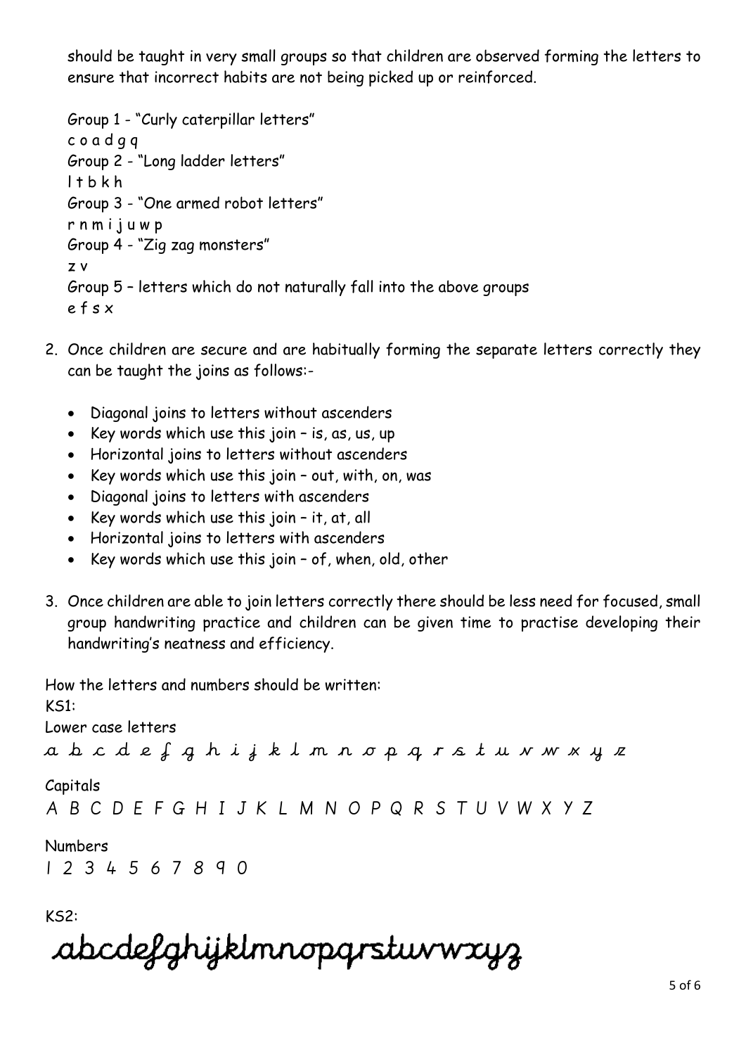should be taught in very small groups so that children are observed forming the letters to ensure that incorrect habits are not being picked up or reinforced.

Group 1 - "Curly caterpillar letters"
c o a d g q
Group 2 - "Long ladder letters"
l t b k h
Group 3 - "One armed robot letters"
r n m i j u w p
Group 4 - "Zig zag monsters"
z v
Group 5 – letters which do not naturally fall into the above groups
e f s x

2. Once children are secure and are habitually forming the separate letters correctly they can be taught the joins as follows:-

   - Diagonal joins to letters without ascenders
   - Key words which use this join – is, as, us, up
   - Horizontal joins to letters without ascenders
   - Key words which use this join – out, with, on, was
   - Diagonal joins to letters with ascenders
   - Key words which use this join – it, at, all
   - Horizontal joins to letters with ascenders
   - Key words which use this join – of, when, old, other

3. Once children are able to join letters correctly there should be less need for focused, small group handwriting practice and children can be given time to practise developing their handwriting's neatness and efficiency.

How the letters and numbers should be written:

KS1:

Lower case letters

a b c d e f g h i j k l m n o p q r s t u v w x y z

Capitals

A B C D E F G H I J K L M N O P Q R S T U V W X Y Z

Numbers

1 2 3 4 5 6 7 8 9 0

KS2:

abcdefghijklmnopqrstuvwxyz